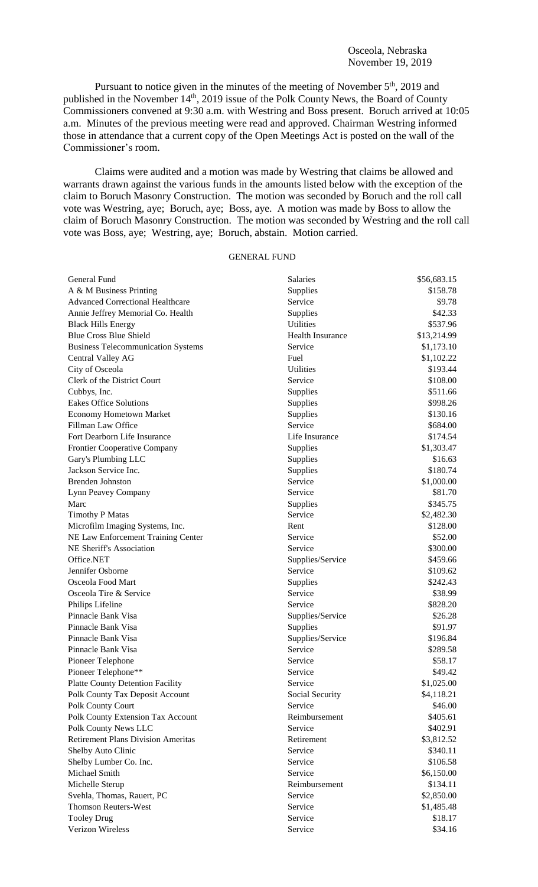Osceola, Nebraska
November 19, 2019

Pursuant to notice given in the minutes of the meeting of November 5th, 2019 and published in the November 14th, 2019 issue of the Polk County News, the Board of County Commissioners convened at 9:30 a.m. with Westring and Boss present. Boruch arrived at 10:05 a.m. Minutes of the previous meeting were read and approved. Chairman Westring informed those in attendance that a current copy of the Open Meetings Act is posted on the wall of the Commissioner's room.

Claims were audited and a motion was made by Westring that claims be allowed and warrants drawn against the various funds in the amounts listed below with the exception of the claim to Boruch Masonry Construction. The motion was seconded by Boruch and the roll call vote was Westring, aye; Boruch, aye; Boss, aye. A motion was made by Boss to allow the claim of Boruch Masonry Construction. The motion was seconded by Westring and the roll call vote was Boss, aye; Westring, aye; Boruch, abstain. Motion carried.

GENERAL FUND

| | | |
|---|---|---|
| General Fund | Salaries | \$56,683.15 |
| A & M Business Printing | Supplies | \$158.78 |
| Advanced Correctional Healthcare | Service | \$9.78 |
| Annie Jeffrey Memorial Co. Health | Supplies | \$42.33 |
| Black Hills Energy | Utilities | \$537.96 |
| Blue Cross Blue Shield | Health Insurance | \$13,214.99 |
| Business Telecommunication Systems | Service | \$1,173.10 |
| Central Valley AG | Fuel | \$1,102.22 |
| City of Osceola | Utilities | \$193.44 |
| Clerk of the District Court | Service | \$108.00 |
| Cubbys, Inc. | Supplies | \$511.66 |
| Eakes Office Solutions | Supplies | \$998.26 |
| Economy Hometown Market | Supplies | \$130.16 |
| Fillman Law Office | Service | \$684.00 |
| Fort Dearborn Life Insurance | Life Insurance | \$174.54 |
| Frontier Cooperative Company | Supplies | \$1,303.47 |
| Gary's Plumbing LLC | Supplies | \$16.63 |
| Jackson Service Inc. | Supplies | \$180.74 |
| Brenden Johnston | Service | \$1,000.00 |
| Lynn Peavey Company | Service | \$81.70 |
| Marc | Supplies | \$345.75 |
| Timothy P Matas | Service | \$2,482.30 |
| Microfilm Imaging Systems, Inc. | Rent | \$128.00 |
| NE Law Enforcement Training Center | Service | \$52.00 |
| NE Sheriff's Association | Service | \$300.00 |
| Office.NET | Supplies/Service | \$459.66 |
| Jennifer Osborne | Service | \$109.62 |
| Osceola Food Mart | Supplies | \$242.43 |
| Osceola Tire & Service | Service | \$38.99 |
| Philips Lifeline | Service | \$828.20 |
| Pinnacle Bank Visa | Supplies/Service | \$26.28 |
| Pinnacle Bank Visa | Supplies | \$91.97 |
| Pinnacle Bank Visa | Supplies/Service | \$196.84 |
| Pinnacle Bank Visa | Service | \$289.58 |
| Pioneer Telephone | Service | \$58.17 |
| Pioneer Telephone** | Service | \$49.42 |
| Platte County Detention Facility | Service | \$1,025.00 |
| Polk County Tax Deposit Account | Social Security | \$4,118.21 |
| Polk County Court | Service | \$46.00 |
| Polk County Extension Tax Account | Reimbursement | \$405.61 |
| Polk County News LLC | Service | \$402.91 |
| Retirement Plans Division Ameritas | Retirement | \$3,812.52 |
| Shelby Auto Clinic | Service | \$340.11 |
| Shelby Lumber Co. Inc. | Service | \$106.58 |
| Michael Smith | Service | \$6,150.00 |
| Michelle Sterup | Reimbursement | \$134.11 |
| Svehla, Thomas, Rauert, PC | Service | \$2,850.00 |
| Thomson Reuters-West | Service | \$1,485.48 |
| Tooley Drug | Service | \$18.17 |
| Verizon Wireless | Service | \$34.16 |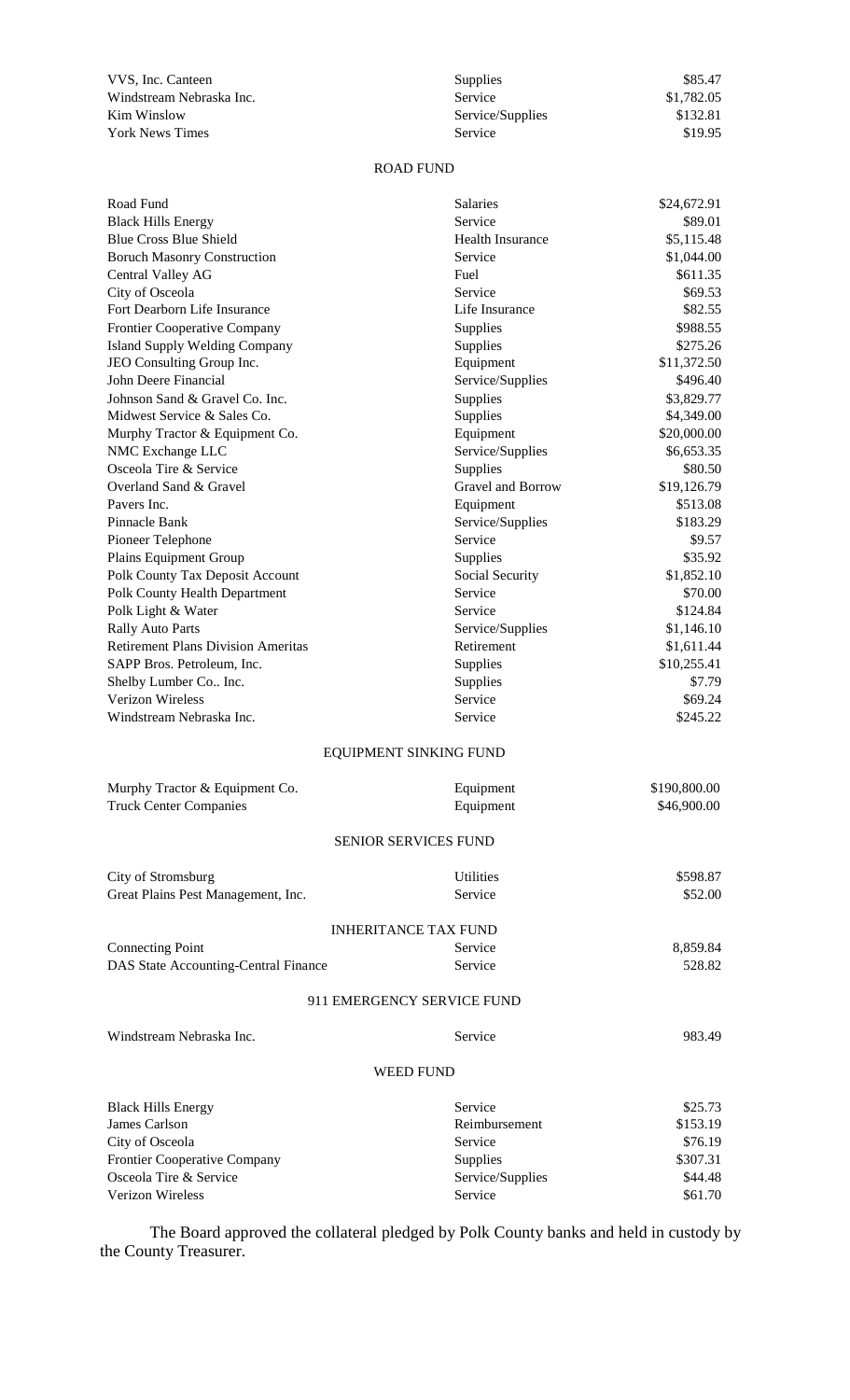| | | |
|---|---|---|
| VVS, Inc. Canteen | Supplies | $85.47 |
| Windstream Nebraska Inc. | Service | $1,782.05 |
| Kim Winslow | Service/Supplies | $132.81 |
| York News Times | Service | $19.95 |

ROAD FUND

| | | |
|---|---|---|
| Road Fund | Salaries | $24,672.91 |
| Black Hills Energy | Service | $89.01 |
| Blue Cross Blue Shield | Health Insurance | $5,115.48 |
| Boruch Masonry Construction | Service | $1,044.00 |
| Central Valley AG | Fuel | $611.35 |
| City of Osceola | Service | $69.53 |
| Fort Dearborn Life Insurance | Life Insurance | $82.55 |
| Frontier Cooperative Company | Supplies | $988.55 |
| Island Supply Welding Company | Supplies | $275.26 |
| JEO Consulting Group Inc. | Equipment | $11,372.50 |
| John Deere Financial | Service/Supplies | $496.40 |
| Johnson Sand & Gravel Co. Inc. | Supplies | $3,829.77 |
| Midwest Service & Sales Co. | Supplies | $4,349.00 |
| Murphy Tractor & Equipment Co. | Equipment | $20,000.00 |
| NMC Exchange LLC | Service/Supplies | $6,653.35 |
| Osceola Tire & Service | Supplies | $80.50 |
| Overland Sand & Gravel | Gravel and Borrow | $19,126.79 |
| Pavers Inc. | Equipment | $513.08 |
| Pinnacle Bank | Service/Supplies | $183.29 |
| Pioneer Telephone | Service | $9.57 |
| Plains Equipment Group | Supplies | $35.92 |
| Polk County Tax Deposit Account | Social Security | $1,852.10 |
| Polk County Health Department | Service | $70.00 |
| Polk Light & Water | Service | $124.84 |
| Rally Auto Parts | Service/Supplies | $1,146.10 |
| Retirement Plans Division Ameritas | Retirement | $1,611.44 |
| SAPP Bros. Petroleum, Inc. | Supplies | $10,255.41 |
| Shelby Lumber Co.. Inc. | Supplies | $7.79 |
| Verizon Wireless | Service | $69.24 |
| Windstream Nebraska Inc. | Service | $245.22 |

EQUIPMENT SINKING FUND

| | | |
|---|---|---|
| Murphy Tractor & Equipment Co. | Equipment | $190,800.00 |
| Truck Center Companies | Equipment | $46,900.00 |

SENIOR SERVICES FUND

| | | |
|---|---|---|
| City of Stromsburg | Utilities | $598.87 |
| Great Plains Pest Management, Inc. | Service | $52.00 |

INHERITANCE TAX FUND

| | | |
|---|---|---|
| Connecting Point | Service | 8,859.84 |
| DAS State Accounting-Central Finance | Service | 528.82 |

911 EMERGENCY SERVICE FUND

| | | |
|---|---|---|
| Windstream Nebraska Inc. | Service | 983.49 |

WEED FUND

| | | |
|---|---|---|
| Black Hills Energy | Service | $25.73 |
| James Carlson | Reimbursement | $153.19 |
| City of Osceola | Service | $76.19 |
| Frontier Cooperative Company | Supplies | $307.31 |
| Osceola Tire & Service | Service/Supplies | $44.48 |
| Verizon Wireless | Service | $61.70 |

The Board approved the collateral pledged by Polk County banks and held in custody by the County Treasurer.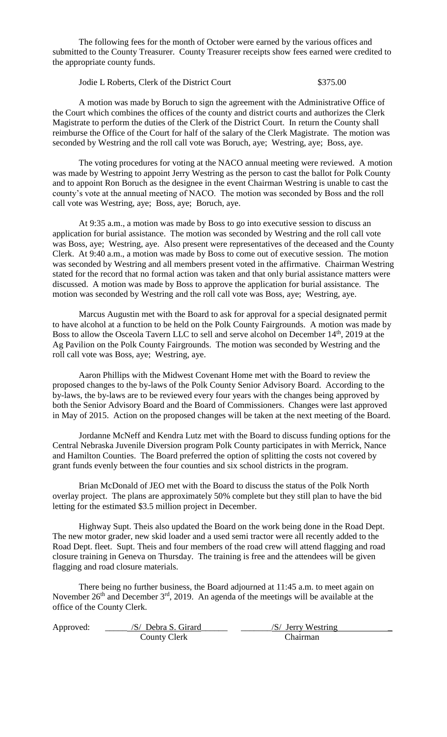The following fees for the month of October were earned by the various offices and submitted to the County Treasurer. County Treasurer receipts show fees earned were credited to the appropriate county funds.

Jodie L Roberts, Clerk of the District Court $375.00

A motion was made by Boruch to sign the agreement with the Administrative Office of the Court which combines the offices of the county and district courts and authorizes the Clerk Magistrate to perform the duties of the Clerk of the District Court. In return the County shall reimburse the Office of the Court for half of the salary of the Clerk Magistrate. The motion was seconded by Westring and the roll call vote was Boruch, aye; Westring, aye; Boss, aye.

The voting procedures for voting at the NACO annual meeting were reviewed. A motion was made by Westring to appoint Jerry Westring as the person to cast the ballot for Polk County and to appoint Ron Boruch as the designee in the event Chairman Westring is unable to cast the county's vote at the annual meeting of NACO. The motion was seconded by Boss and the roll call vote was Westring, aye; Boss, aye; Boruch, aye.

At 9:35 a.m., a motion was made by Boss to go into executive session to discuss an application for burial assistance. The motion was seconded by Westring and the roll call vote was Boss, aye; Westring, aye. Also present were representatives of the deceased and the County Clerk. At 9:40 a.m., a motion was made by Boss to come out of executive session. The motion was seconded by Westring and all members present voted in the affirmative. Chairman Westring stated for the record that no formal action was taken and that only burial assistance matters were discussed. A motion was made by Boss to approve the application for burial assistance. The motion was seconded by Westring and the roll call vote was Boss, aye; Westring, aye.

Marcus Augustin met with the Board to ask for approval for a special designated permit to have alcohol at a function to be held on the Polk County Fairgrounds. A motion was made by Boss to allow the Osceola Tavern LLC to sell and serve alcohol on December 14th, 2019 at the Ag Pavilion on the Polk County Fairgrounds. The motion was seconded by Westring and the roll call vote was Boss, aye; Westring, aye.

Aaron Phillips with the Midwest Covenant Home met with the Board to review the proposed changes to the by-laws of the Polk County Senior Advisory Board. According to the by-laws, the by-laws are to be reviewed every four years with the changes being approved by both the Senior Advisory Board and the Board of Commissioners. Changes were last approved in May of 2015. Action on the proposed changes will be taken at the next meeting of the Board.

Jordanne McNeff and Kendra Lutz met with the Board to discuss funding options for the Central Nebraska Juvenile Diversion program Polk County participates in with Merrick, Nance and Hamilton Counties. The Board preferred the option of splitting the costs not covered by grant funds evenly between the four counties and six school districts in the program.

Brian McDonald of JEO met with the Board to discuss the status of the Polk North overlay project. The plans are approximately 50% complete but they still plan to have the bid letting for the estimated $3.5 million project in December.

Highway Supt. Theis also updated the Board on the work being done in the Road Dept. The new motor grader, new skid loader and a used semi tractor were all recently added to the Road Dept. fleet. Supt. Theis and four members of the road crew will attend flagging and road closure training in Geneva on Thursday. The training is free and the attendees will be given flagging and road closure materials.

There being no further business, the Board adjourned at 11:45 a.m. to meet again on November 26th and December 3rd, 2019. An agenda of the meetings will be available at the office of the County Clerk.

Approved: /S/ Debra S. Girard — County Clerk

/S/ Jerry Westring — Chairman